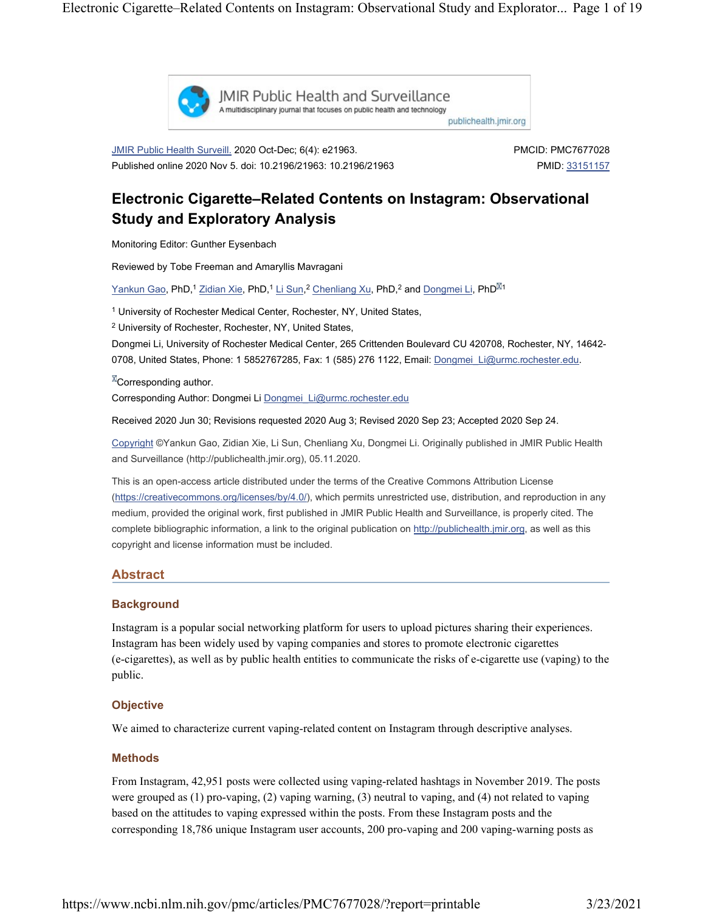JMIR Public Health and Surveillance

A multidisciplinary journal that focuses on public health and technology

publichealth.jmir.org

JMIR Public Health Surveill. 2020 Oct-Dec; 6(4): e21963.
Published online 2020 Nov 5. doi: 10.2196/21963: 10.2196/21963

PMCID: PMC7677028
PMID: 33151157

# Electronic Cigarette–Related Contents on Instagram: Observational Study and Exploratory Analysis

Monitoring Editor: Gunther Eysenbach

Reviewed by Tobe Freeman and Amaryllis Mavragani

Yankun Gao, PhD,[1] Zidian Xie, PhD,[1] Li Sun,[2] Chenliang Xu, PhD,[2] and Dongmei Li, PhD[1]

[1] University of Rochester Medical Center, Rochester, NY, United States,

[2] University of Rochester, Rochester, NY, United States,

Dongmei Li, University of Rochester Medical Center, 265 Crittenden Boulevard CU 420708, Rochester, NY, 14642-0708, United States, Phone: 1 5852767285, Fax: 1 (585) 276 1122, Email: Dongmei_Li@urmc.rochester.edu.

Corresponding author.

Corresponding Author: Dongmei Li Dongmei_Li@urmc.rochester.edu

Received 2020 Jun 30; Revisions requested 2020 Aug 3; Revised 2020 Sep 23; Accepted 2020 Sep 24.

Copyright ©Yankun Gao, Zidian Xie, Li Sun, Chenliang Xu, Dongmei Li. Originally published in JMIR Public Health and Surveillance (http://publichealth.jmir.org), 05.11.2020.

This is an open-access article distributed under the terms of the Creative Commons Attribution License (https://creativecommons.org/licenses/by/4.0/), which permits unrestricted use, distribution, and reproduction in any medium, provided the original work, first published in JMIR Public Health and Surveillance, is properly cited. The complete bibliographic information, a link to the original publication on http://publichealth.jmir.org, as well as this copyright and license information must be included.

## Abstract

### Background

Instagram is a popular social networking platform for users to upload pictures sharing their experiences. Instagram has been widely used by vaping companies and stores to promote electronic cigarettes (e-cigarettes), as well as by public health entities to communicate the risks of e-cigarette use (vaping) to the public.

### Objective

We aimed to characterize current vaping-related content on Instagram through descriptive analyses.

### Methods

From Instagram, 42,951 posts were collected using vaping-related hashtags in November 2019. The posts were grouped as (1) pro-vaping, (2) vaping warning, (3) neutral to vaping, and (4) not related to vaping based on the attitudes to vaping expressed within the posts. From these Instagram posts and the corresponding 18,786 unique Instagram user accounts, 200 pro-vaping and 200 vaping-warning posts as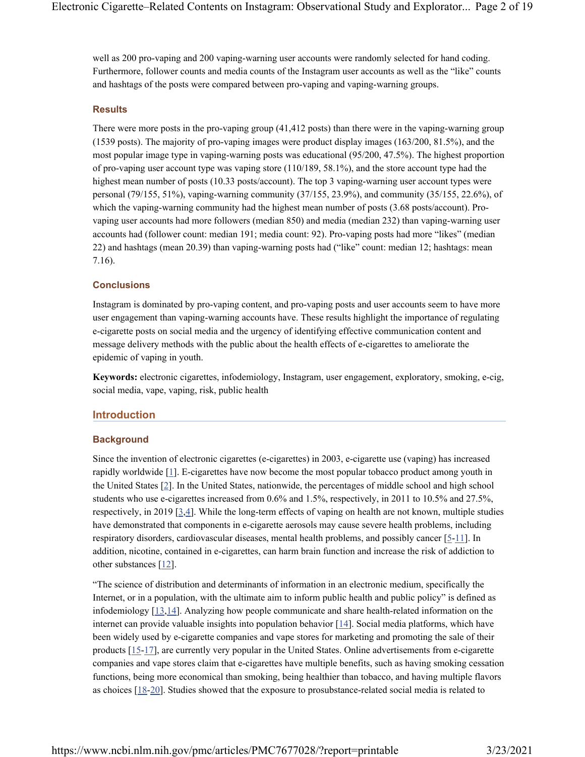well as 200 pro-vaping and 200 vaping-warning user accounts were randomly selected for hand coding. Furthermore, follower counts and media counts of the Instagram user accounts as well as the "like" counts and hashtags of the posts were compared between pro-vaping and vaping-warning groups.

### Results

There were more posts in the pro-vaping group (41,412 posts) than there were in the vaping-warning group (1539 posts). The majority of pro-vaping images were product display images (163/200, 81.5%), and the most popular image type in vaping-warning posts was educational (95/200, 47.5%). The highest proportion of pro-vaping user account type was vaping store (110/189, 58.1%), and the store account type had the highest mean number of posts (10.33 posts/account). The top 3 vaping-warning user account types were personal (79/155, 51%), vaping-warning community (37/155, 23.9%), and community (35/155, 22.6%), of which the vaping-warning community had the highest mean number of posts (3.68 posts/account). Pro-vaping user accounts had more followers (median 850) and media (median 232) than vaping-warning user accounts had (follower count: median 191; media count: 92). Pro-vaping posts had more "likes" (median 22) and hashtags (mean 20.39) than vaping-warning posts had ("like" count: median 12; hashtags: mean 7.16).

### Conclusions

Instagram is dominated by pro-vaping content, and pro-vaping posts and user accounts seem to have more user engagement than vaping-warning accounts have. These results highlight the importance of regulating e-cigarette posts on social media and the urgency of identifying effective communication content and message delivery methods with the public about the health effects of e-cigarettes to ameliorate the epidemic of vaping in youth.

**Keywords:** electronic cigarettes, infodemiology, Instagram, user engagement, exploratory, smoking, e-cig, social media, vape, vaping, risk, public health

## Introduction

### Background

Since the invention of electronic cigarettes (e-cigarettes) in 2003, e-cigarette use (vaping) has increased rapidly worldwide [1]. E-cigarettes have now become the most popular tobacco product among youth in the United States [2]. In the United States, nationwide, the percentages of middle school and high school students who use e-cigarettes increased from 0.6% and 1.5%, respectively, in 2011 to 10.5% and 27.5%, respectively, in 2019 [3,4]. While the long-term effects of vaping on health are not known, multiple studies have demonstrated that components in e-cigarette aerosols may cause severe health problems, including respiratory disorders, cardiovascular diseases, mental health problems, and possibly cancer [5-11]. In addition, nicotine, contained in e-cigarettes, can harm brain function and increase the risk of addiction to other substances [12].

"The science of distribution and determinants of information in an electronic medium, specifically the Internet, or in a population, with the ultimate aim to inform public health and public policy" is defined as infodemiology [13,14]. Analyzing how people communicate and share health-related information on the internet can provide valuable insights into population behavior [14]. Social media platforms, which have been widely used by e-cigarette companies and vape stores for marketing and promoting the sale of their products [15-17], are currently very popular in the United States. Online advertisements from e-cigarette companies and vape stores claim that e-cigarettes have multiple benefits, such as having smoking cessation functions, being more economical than smoking, being healthier than tobacco, and having multiple flavors as choices [18-20]. Studies showed that the exposure to prosubstance-related social media is related to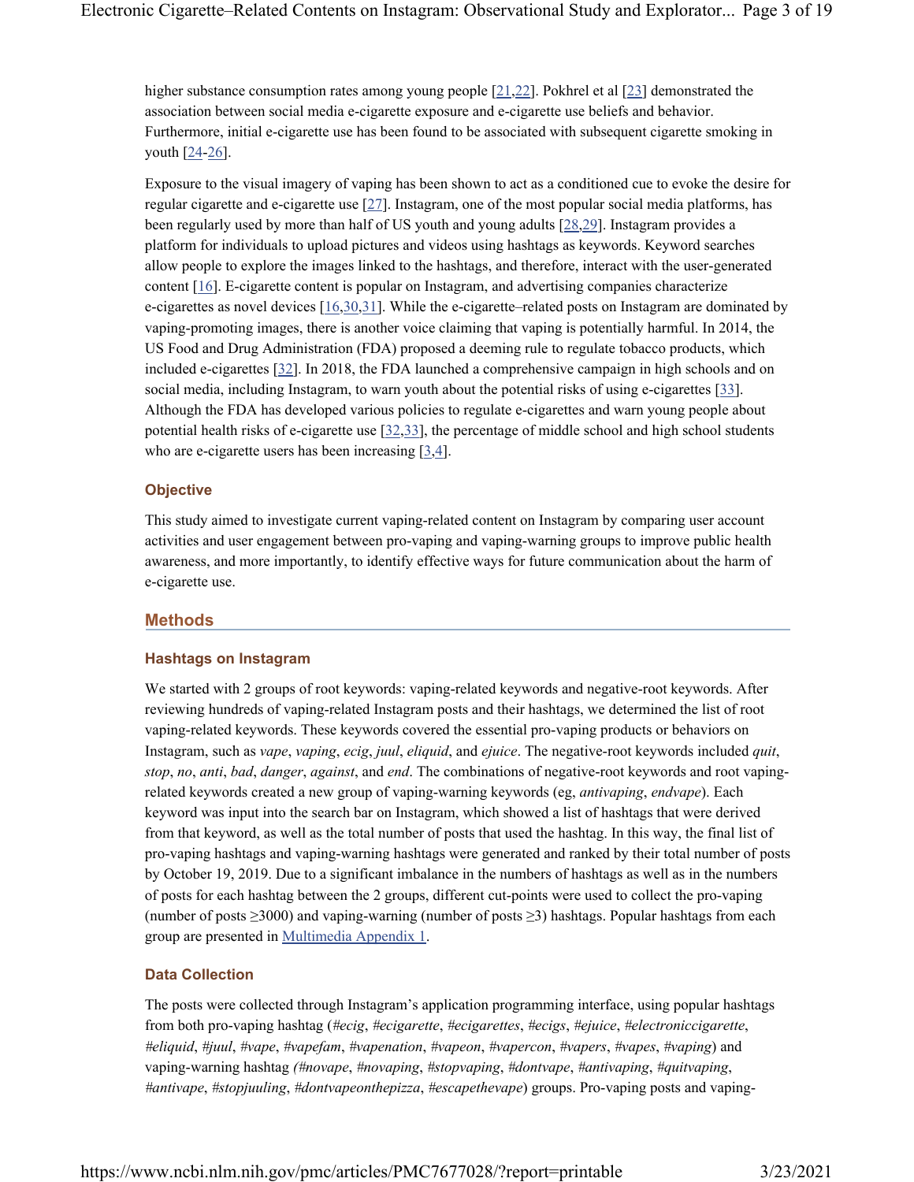higher substance consumption rates among young people [21,22]. Pokhrel et al [23] demonstrated the association between social media e-cigarette exposure and e-cigarette use beliefs and behavior. Furthermore, initial e-cigarette use has been found to be associated with subsequent cigarette smoking in youth [24-26].

Exposure to the visual imagery of vaping has been shown to act as a conditioned cue to evoke the desire for regular cigarette and e-cigarette use [27]. Instagram, one of the most popular social media platforms, has been regularly used by more than half of US youth and young adults [28,29]. Instagram provides a platform for individuals to upload pictures and videos using hashtags as keywords. Keyword searches allow people to explore the images linked to the hashtags, and therefore, interact with the user-generated content [16]. E-cigarette content is popular on Instagram, and advertising companies characterize e-cigarettes as novel devices [16,30,31]. While the e-cigarette–related posts on Instagram are dominated by vaping-promoting images, there is another voice claiming that vaping is potentially harmful. In 2014, the US Food and Drug Administration (FDA) proposed a deeming rule to regulate tobacco products, which included e-cigarettes [32]. In 2018, the FDA launched a comprehensive campaign in high schools and on social media, including Instagram, to warn youth about the potential risks of using e-cigarettes [33]. Although the FDA has developed various policies to regulate e-cigarettes and warn young people about potential health risks of e-cigarette use [32,33], the percentage of middle school and high school students who are e-cigarette users has been increasing [3,4].

### Objective

This study aimed to investigate current vaping-related content on Instagram by comparing user account activities and user engagement between pro-vaping and vaping-warning groups to improve public health awareness, and more importantly, to identify effective ways for future communication about the harm of e-cigarette use.

## Methods

### Hashtags on Instagram

We started with 2 groups of root keywords: vaping-related keywords and negative-root keywords. After reviewing hundreds of vaping-related Instagram posts and their hashtags, we determined the list of root vaping-related keywords. These keywords covered the essential pro-vaping products or behaviors on Instagram, such as *vape*, *vaping*, *ecig*, *juul*, *eliquid*, and *ejuice*. The negative-root keywords included *quit*, *stop*, *no*, *anti*, *bad*, *danger*, *against*, and *end*. The combinations of negative-root keywords and root vaping-related keywords created a new group of vaping-warning keywords (eg, *antivaping*, *endvape*). Each keyword was input into the search bar on Instagram, which showed a list of hashtags that were derived from that keyword, as well as the total number of posts that used the hashtag. In this way, the final list of pro-vaping hashtags and vaping-warning hashtags were generated and ranked by their total number of posts by October 19, 2019. Due to a significant imbalance in the numbers of hashtags as well as in the numbers of posts for each hashtag between the 2 groups, different cut-points were used to collect the pro-vaping (number of posts ≥3000) and vaping-warning (number of posts ≥3) hashtags. Popular hashtags from each group are presented in Multimedia Appendix 1.

### Data Collection

The posts were collected through Instagram's application programming interface, using popular hashtags from both pro-vaping hashtag (*#ecig*, *#ecigarette*, *#ecigarettes*, *#ecigs*, *#ejuice*, *#electroniccigarette*, *#eliquid*, *#juul*, *#vape*, *#vapefam*, *#vapenation*, *#vapeon*, *#vapercon*, *#vapers*, *#vapes*, *#vaping*) and vaping-warning hashtag *(#novape*, *#novaping*, *#stopvaping*, *#dontvape*, *#antivaping*, *#quitvaping*, *#antivape*, *#stopjuuling*, *#dontvapeonthepizza*, *#escapethevape*) groups. Pro-vaping posts and vaping-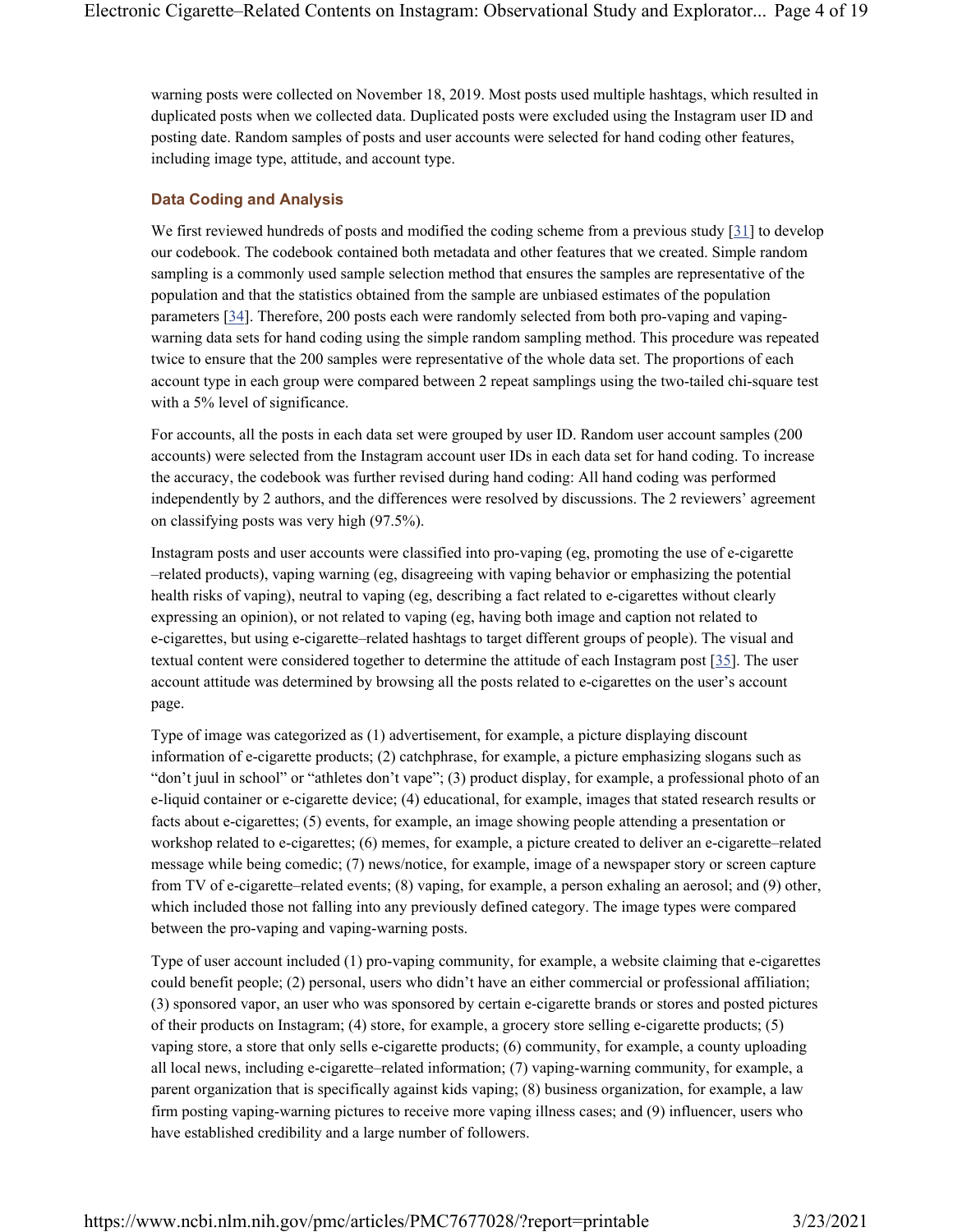warning posts were collected on November 18, 2019. Most posts used multiple hashtags, which resulted in duplicated posts when we collected data. Duplicated posts were excluded using the Instagram user ID and posting date. Random samples of posts and user accounts were selected for hand coding other features, including image type, attitude, and account type.

### Data Coding and Analysis

We first reviewed hundreds of posts and modified the coding scheme from a previous study [31] to develop our codebook. The codebook contained both metadata and other features that we created. Simple random sampling is a commonly used sample selection method that ensures the samples are representative of the population and that the statistics obtained from the sample are unbiased estimates of the population parameters [34]. Therefore, 200 posts each were randomly selected from both pro-vaping and vaping-warning data sets for hand coding using the simple random sampling method. This procedure was repeated twice to ensure that the 200 samples were representative of the whole data set. The proportions of each account type in each group were compared between 2 repeat samplings using the two-tailed chi-square test with a 5% level of significance.

For accounts, all the posts in each data set were grouped by user ID. Random user account samples (200 accounts) were selected from the Instagram account user IDs in each data set for hand coding. To increase the accuracy, the codebook was further revised during hand coding: All hand coding was performed independently by 2 authors, and the differences were resolved by discussions. The 2 reviewers' agreement on classifying posts was very high (97.5%).

Instagram posts and user accounts were classified into pro-vaping (eg, promoting the use of e-cigarette–related products), vaping warning (eg, disagreeing with vaping behavior or emphasizing the potential health risks of vaping), neutral to vaping (eg, describing a fact related to e-cigarettes without clearly expressing an opinion), or not related to vaping (eg, having both image and caption not related to e-cigarettes, but using e-cigarette–related hashtags to target different groups of people). The visual and textual content were considered together to determine the attitude of each Instagram post [35]. The user account attitude was determined by browsing all the posts related to e-cigarettes on the user's account page.

Type of image was categorized as (1) advertisement, for example, a picture displaying discount information of e-cigarette products; (2) catchphrase, for example, a picture emphasizing slogans such as "don't juul in school" or "athletes don't vape"; (3) product display, for example, a professional photo of an e-liquid container or e-cigarette device; (4) educational, for example, images that stated research results or facts about e-cigarettes; (5) events, for example, an image showing people attending a presentation or workshop related to e-cigarettes; (6) memes, for example, a picture created to deliver an e-cigarette–related message while being comedic; (7) news/notice, for example, image of a newspaper story or screen capture from TV of e-cigarette–related events; (8) vaping, for example, a person exhaling an aerosol; and (9) other, which included those not falling into any previously defined category. The image types were compared between the pro-vaping and vaping-warning posts.

Type of user account included (1) pro-vaping community, for example, a website claiming that e-cigarettes could benefit people; (2) personal, users who didn't have an either commercial or professional affiliation; (3) sponsored vapor, an user who was sponsored by certain e-cigarette brands or stores and posted pictures of their products on Instagram; (4) store, for example, a grocery store selling e-cigarette products; (5) vaping store, a store that only sells e-cigarette products; (6) community, for example, a county uploading all local news, including e-cigarette–related information; (7) vaping-warning community, for example, a parent organization that is specifically against kids vaping; (8) business organization, for example, a law firm posting vaping-warning pictures to receive more vaping illness cases; and (9) influencer, users who have established credibility and a large number of followers.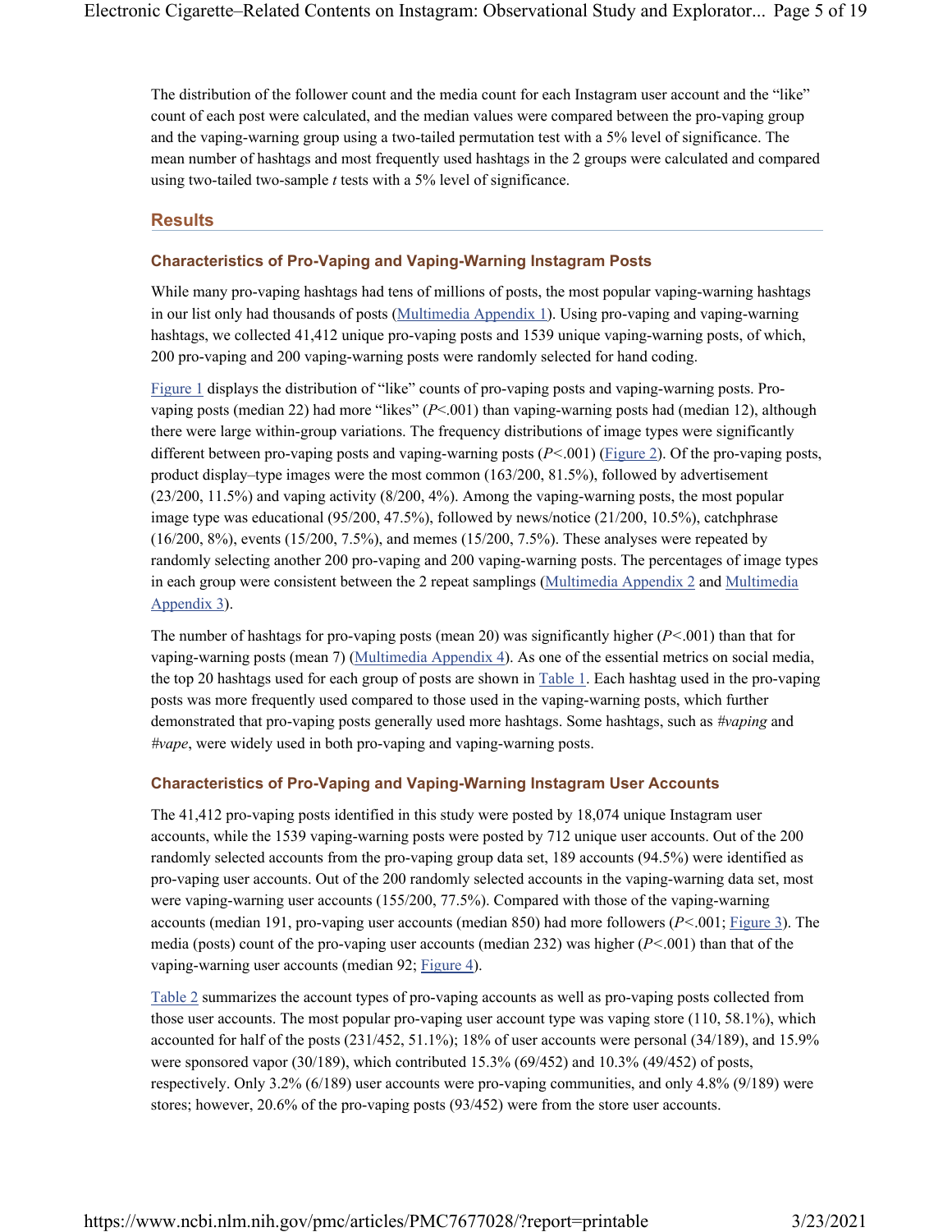The distribution of the follower count and the media count for each Instagram user account and the "like" count of each post were calculated, and the median values were compared between the pro-vaping group and the vaping-warning group using a two-tailed permutation test with a 5% level of significance. The mean number of hashtags and most frequently used hashtags in the 2 groups were calculated and compared using two-tailed two-sample *t* tests with a 5% level of significance.

## Results

### Characteristics of Pro-Vaping and Vaping-Warning Instagram Posts

While many pro-vaping hashtags had tens of millions of posts, the most popular vaping-warning hashtags in our list only had thousands of posts (Multimedia Appendix 1). Using pro-vaping and vaping-warning hashtags, we collected 41,412 unique pro-vaping posts and 1539 unique vaping-warning posts, of which, 200 pro-vaping and 200 vaping-warning posts were randomly selected for hand coding.

Figure 1 displays the distribution of "like" counts of pro-vaping posts and vaping-warning posts. Pro-vaping posts (median 22) had more "likes" ($P<.001$) than vaping-warning posts had (median 12), although there were large within-group variations. The frequency distributions of image types were significantly different between pro-vaping posts and vaping-warning posts ($P<.001$) (Figure 2). Of the pro-vaping posts, product display–type images were the most common (163/200, 81.5%), followed by advertisement (23/200, 11.5%) and vaping activity (8/200, 4%). Among the vaping-warning posts, the most popular image type was educational (95/200, 47.5%), followed by news/notice (21/200, 10.5%), catchphrase (16/200, 8%), events (15/200, 7.5%), and memes (15/200, 7.5%). These analyses were repeated by randomly selecting another 200 pro-vaping and 200 vaping-warning posts. The percentages of image types in each group were consistent between the 2 repeat samplings (Multimedia Appendix 2 and Multimedia Appendix 3).

The number of hashtags for pro-vaping posts (mean 20) was significantly higher ($P<.001$) than that for vaping-warning posts (mean 7) (Multimedia Appendix 4). As one of the essential metrics on social media, the top 20 hashtags used for each group of posts are shown in Table 1. Each hashtag used in the pro-vaping posts was more frequently used compared to those used in the vaping-warning posts, which further demonstrated that pro-vaping posts generally used more hashtags. Some hashtags, such as *#vaping* and *#vape*, were widely used in both pro-vaping and vaping-warning posts.

### Characteristics of Pro-Vaping and Vaping-Warning Instagram User Accounts

The 41,412 pro-vaping posts identified in this study were posted by 18,074 unique Instagram user accounts, while the 1539 vaping-warning posts were posted by 712 unique user accounts. Out of the 200 randomly selected accounts from the pro-vaping group data set, 189 accounts (94.5%) were identified as pro-vaping user accounts. Out of the 200 randomly selected accounts in the vaping-warning data set, most were vaping-warning user accounts (155/200, 77.5%). Compared with those of the vaping-warning accounts (median 191, pro-vaping user accounts (median 850) had more followers ($P<.001$; Figure 3). The media (posts) count of the pro-vaping user accounts (median 232) was higher ($P<.001$) than that of the vaping-warning user accounts (median 92; Figure 4).

Table 2 summarizes the account types of pro-vaping accounts as well as pro-vaping posts collected from those user accounts. The most popular pro-vaping user account type was vaping store (110, 58.1%), which accounted for half of the posts (231/452, 51.1%); 18% of user accounts were personal (34/189), and 15.9% were sponsored vapor (30/189), which contributed 15.3% (69/452) and 10.3% (49/452) of posts, respectively. Only 3.2% (6/189) user accounts were pro-vaping communities, and only 4.8% (9/189) were stores; however, 20.6% of the pro-vaping posts (93/452) were from the store user accounts.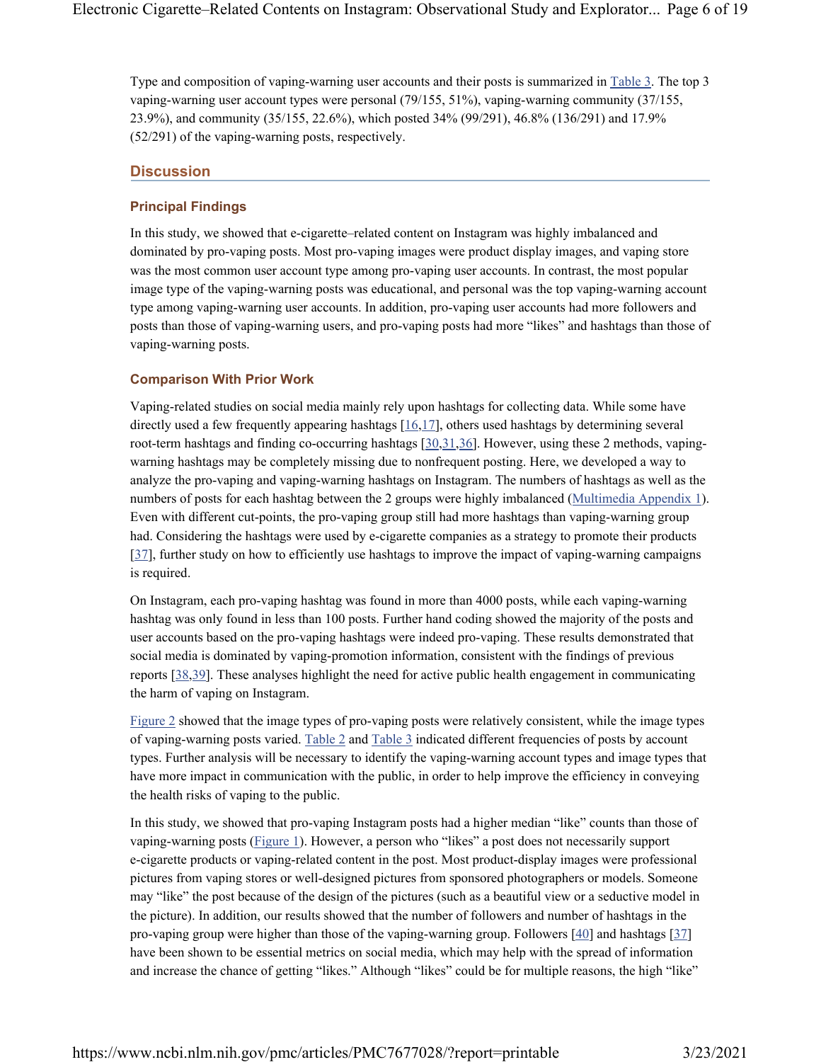Type and composition of vaping-warning user accounts and their posts is summarized in Table 3. The top 3 vaping-warning user account types were personal (79/155, 51%), vaping-warning community (37/155, 23.9%), and community (35/155, 22.6%), which posted 34% (99/291), 46.8% (136/291) and 17.9% (52/291) of the vaping-warning posts, respectively.

## Discussion

### Principal Findings

In this study, we showed that e-cigarette–related content on Instagram was highly imbalanced and dominated by pro-vaping posts. Most pro-vaping images were product display images, and vaping store was the most common user account type among pro-vaping user accounts. In contrast, the most popular image type of the vaping-warning posts was educational, and personal was the top vaping-warning account type among vaping-warning user accounts. In addition, pro-vaping user accounts had more followers and posts than those of vaping-warning users, and pro-vaping posts had more "likes" and hashtags than those of vaping-warning posts.

### Comparison With Prior Work

Vaping-related studies on social media mainly rely upon hashtags for collecting data. While some have directly used a few frequently appearing hashtags [16,17], others used hashtags by determining several root-term hashtags and finding co-occurring hashtags [30,31,36]. However, using these 2 methods, vaping-warning hashtags may be completely missing due to nonfrequent posting. Here, we developed a way to analyze the pro-vaping and vaping-warning hashtags on Instagram. The numbers of hashtags as well as the numbers of posts for each hashtag between the 2 groups were highly imbalanced (Multimedia Appendix 1). Even with different cut-points, the pro-vaping group still had more hashtags than vaping-warning group had. Considering the hashtags were used by e-cigarette companies as a strategy to promote their products [37], further study on how to efficiently use hashtags to improve the impact of vaping-warning campaigns is required.

On Instagram, each pro-vaping hashtag was found in more than 4000 posts, while each vaping-warning hashtag was only found in less than 100 posts. Further hand coding showed the majority of the posts and user accounts based on the pro-vaping hashtags were indeed pro-vaping. These results demonstrated that social media is dominated by vaping-promotion information, consistent with the findings of previous reports [38,39]. These analyses highlight the need for active public health engagement in communicating the harm of vaping on Instagram.

Figure 2 showed that the image types of pro-vaping posts were relatively consistent, while the image types of vaping-warning posts varied. Table 2 and Table 3 indicated different frequencies of posts by account types. Further analysis will be necessary to identify the vaping-warning account types and image types that have more impact in communication with the public, in order to help improve the efficiency in conveying the health risks of vaping to the public.

In this study, we showed that pro-vaping Instagram posts had a higher median "like" counts than those of vaping-warning posts (Figure 1). However, a person who "likes" a post does not necessarily support e-cigarette products or vaping-related content in the post. Most product-display images were professional pictures from vaping stores or well-designed pictures from sponsored photographers or models. Someone may "like" the post because of the design of the pictures (such as a beautiful view or a seductive model in the picture). In addition, our results showed that the number of followers and number of hashtags in the pro-vaping group were higher than those of the vaping-warning group. Followers [40] and hashtags [37] have been shown to be essential metrics on social media, which may help with the spread of information and increase the chance of getting "likes." Although "likes" could be for multiple reasons, the high "like"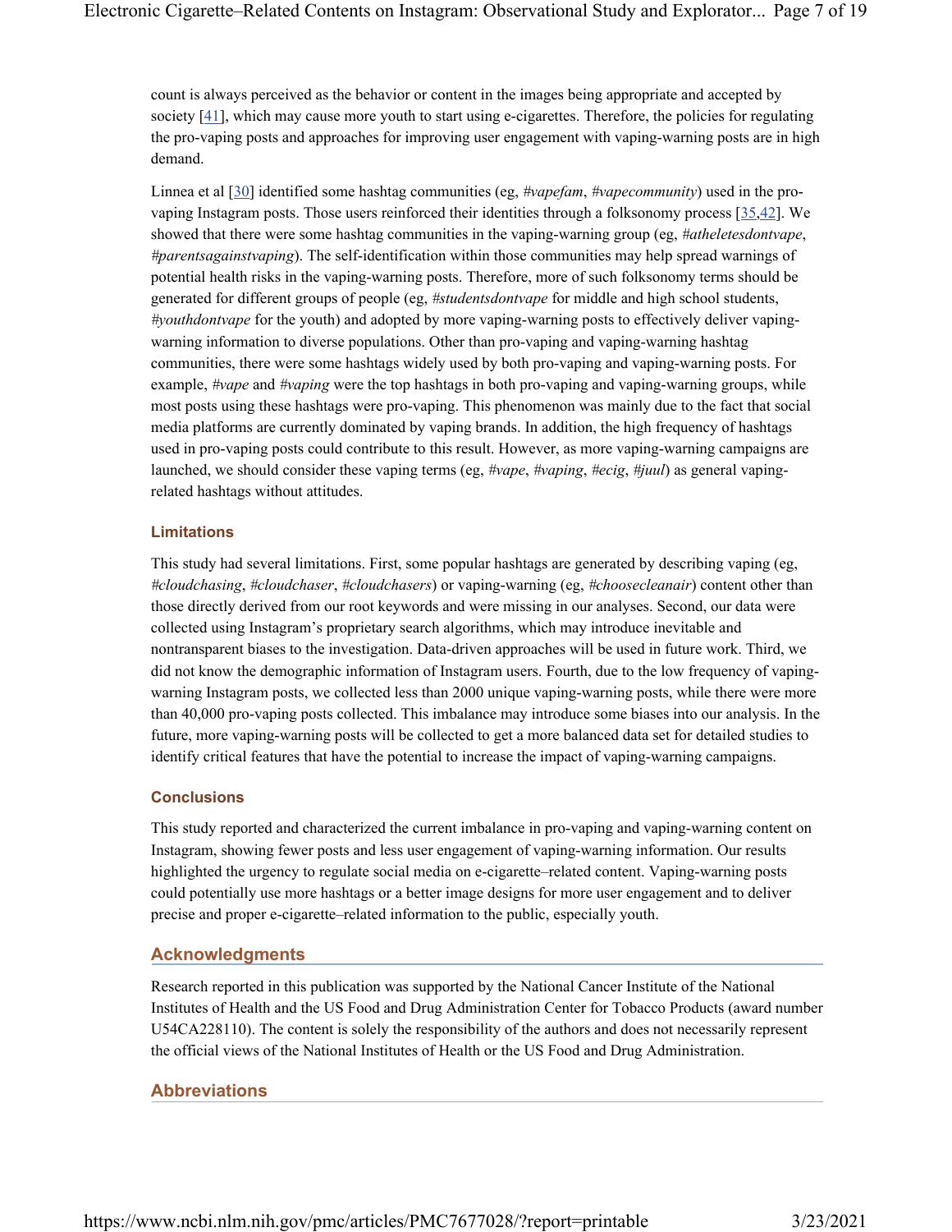count is always perceived as the behavior or content in the images being appropriate and accepted by society [41], which may cause more youth to start using e-cigarettes. Therefore, the policies for regulating the pro-vaping posts and approaches for improving user engagement with vaping-warning posts are in high demand.

Linnea et al [30] identified some hashtag communities (eg, *#vapefam*, *#vapecommunity*) used in the pro-vaping Instagram posts. Those users reinforced their identities through a folksonomy process [35,42]. We showed that there were some hashtag communities in the vaping-warning group (eg, *#atheletesdontvape*, *#parentsagainstvaping*). The self-identification within those communities may help spread warnings of potential health risks in the vaping-warning posts. Therefore, more of such folksonomy terms should be generated for different groups of people (eg, *#studentsdontvape* for middle and high school students, *#youthdontvape* for the youth) and adopted by more vaping-warning posts to effectively deliver vaping-warning information to diverse populations. Other than pro-vaping and vaping-warning hashtag communities, there were some hashtags widely used by both pro-vaping and vaping-warning posts. For example, *#vape* and *#vaping* were the top hashtags in both pro-vaping and vaping-warning groups, while most posts using these hashtags were pro-vaping. This phenomenon was mainly due to the fact that social media platforms are currently dominated by vaping brands. In addition, the high frequency of hashtags used in pro-vaping posts could contribute to this result. However, as more vaping-warning campaigns are launched, we should consider these vaping terms (eg, *#vape*, *#vaping*, *#ecig*, *#juul*) as general vaping-related hashtags without attitudes.

### Limitations

This study had several limitations. First, some popular hashtags are generated by describing vaping (eg, *#cloudchasing*, *#cloudchaser*, *#cloudchasers*) or vaping-warning (eg, *#choosecleanair*) content other than those directly derived from our root keywords and were missing in our analyses. Second, our data were collected using Instagram's proprietary search algorithms, which may introduce inevitable and nontransparent biases to the investigation. Data-driven approaches will be used in future work. Third, we did not know the demographic information of Instagram users. Fourth, due to the low frequency of vaping-warning Instagram posts, we collected less than 2000 unique vaping-warning posts, while there were more than 40,000 pro-vaping posts collected. This imbalance may introduce some biases into our analysis. In the future, more vaping-warning posts will be collected to get a more balanced data set for detailed studies to identify critical features that have the potential to increase the impact of vaping-warning campaigns.

### Conclusions

This study reported and characterized the current imbalance in pro-vaping and vaping-warning content on Instagram, showing fewer posts and less user engagement of vaping-warning information. Our results highlighted the urgency to regulate social media on e-cigarette–related content. Vaping-warning posts could potentially use more hashtags or a better image designs for more user engagement and to deliver precise and proper e-cigarette–related information to the public, especially youth.

## Acknowledgments

Research reported in this publication was supported by the National Cancer Institute of the National Institutes of Health and the US Food and Drug Administration Center for Tobacco Products (award number U54CA228110). The content is solely the responsibility of the authors and does not necessarily represent the official views of the National Institutes of Health or the US Food and Drug Administration.

## Abbreviations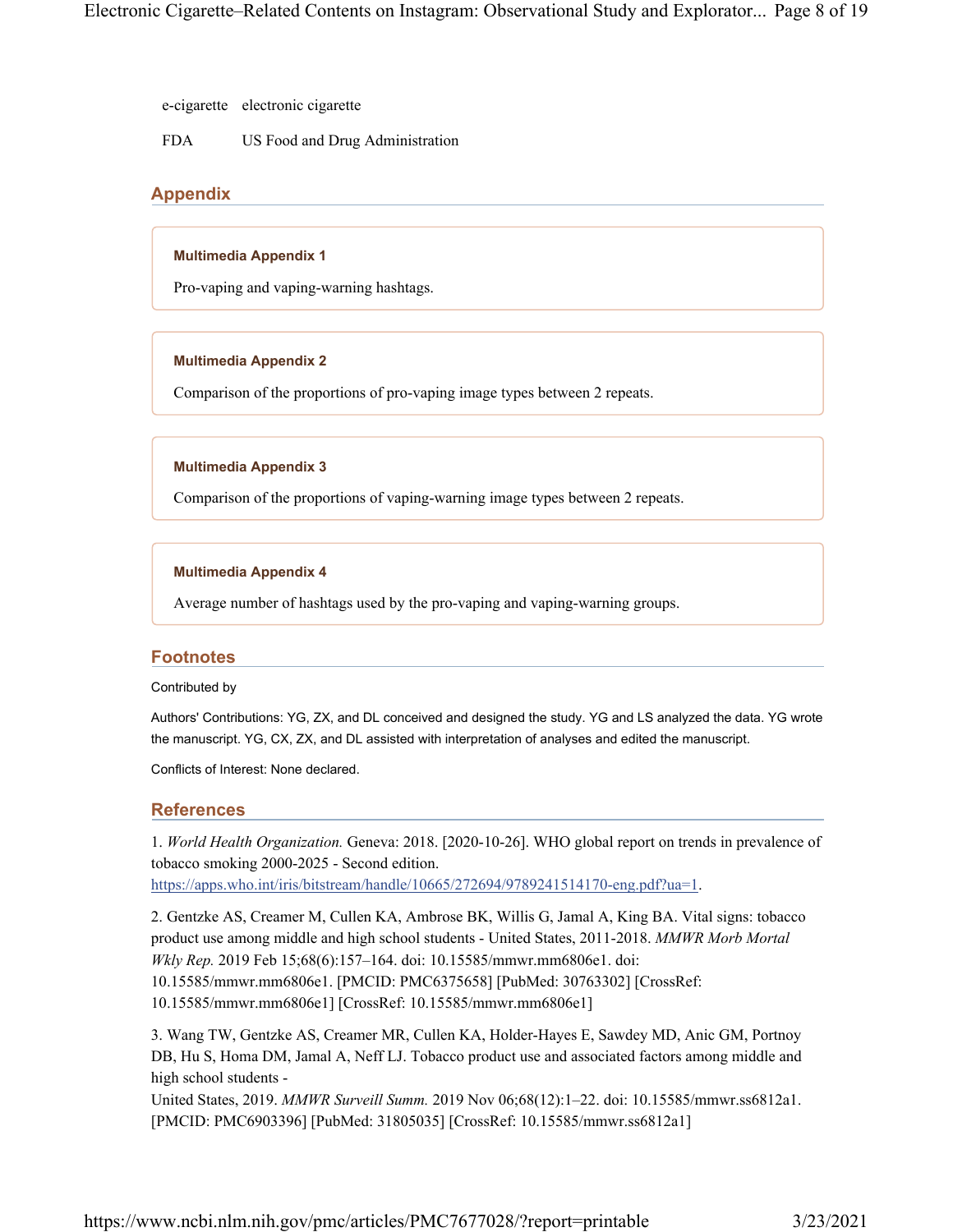| | |
|---|---|
| e-cigarette | electronic cigarette |
| FDA | US Food and Drug Administration |

## Appendix

**Multimedia Appendix 1**

Pro-vaping and vaping-warning hashtags.

**Multimedia Appendix 2**

Comparison of the proportions of pro-vaping image types between 2 repeats.

**Multimedia Appendix 3**

Comparison of the proportions of vaping-warning image types between 2 repeats.

**Multimedia Appendix 4**

Average number of hashtags used by the pro-vaping and vaping-warning groups.

## Footnotes

Contributed by

Authors' Contributions: YG, ZX, and DL conceived and designed the study. YG and LS analyzed the data. YG wrote the manuscript. YG, CX, ZX, and DL assisted with interpretation of analyses and edited the manuscript.

Conflicts of Interest: None declared.

## References

1. *World Health Organization.* Geneva: 2018. [2020-10-26]. WHO global report on trends in prevalence of tobacco smoking 2000-2025 - Second edition. https://apps.who.int/iris/bitstream/handle/10665/272694/9789241514170-eng.pdf?ua=1.

2. Gentzke AS, Creamer M, Cullen KA, Ambrose BK, Willis G, Jamal A, King BA. Vital signs: tobacco product use among middle and high school students - United States, 2011-2018. *MMWR Morb Mortal Wkly Rep.* 2019 Feb 15;68(6):157–164. doi: 10.15585/mmwr.mm6806e1. doi: 10.15585/mmwr.mm6806e1. [PMCID: PMC6375658] [PubMed: 30763302] [CrossRef: 10.15585/mmwr.mm6806e1] [CrossRef: 10.15585/mmwr.mm6806e1]

3. Wang TW, Gentzke AS, Creamer MR, Cullen KA, Holder-Hayes E, Sawdey MD, Anic GM, Portnoy DB, Hu S, Homa DM, Jamal A, Neff LJ. Tobacco product use and associated factors among middle and high school students - United States, 2019. *MMWR Surveill Summ.* 2019 Nov 06;68(12):1–22. doi: 10.15585/mmwr.ss6812a1. [PMCID: PMC6903396] [PubMed: 31805035] [CrossRef: 10.15585/mmwr.ss6812a1]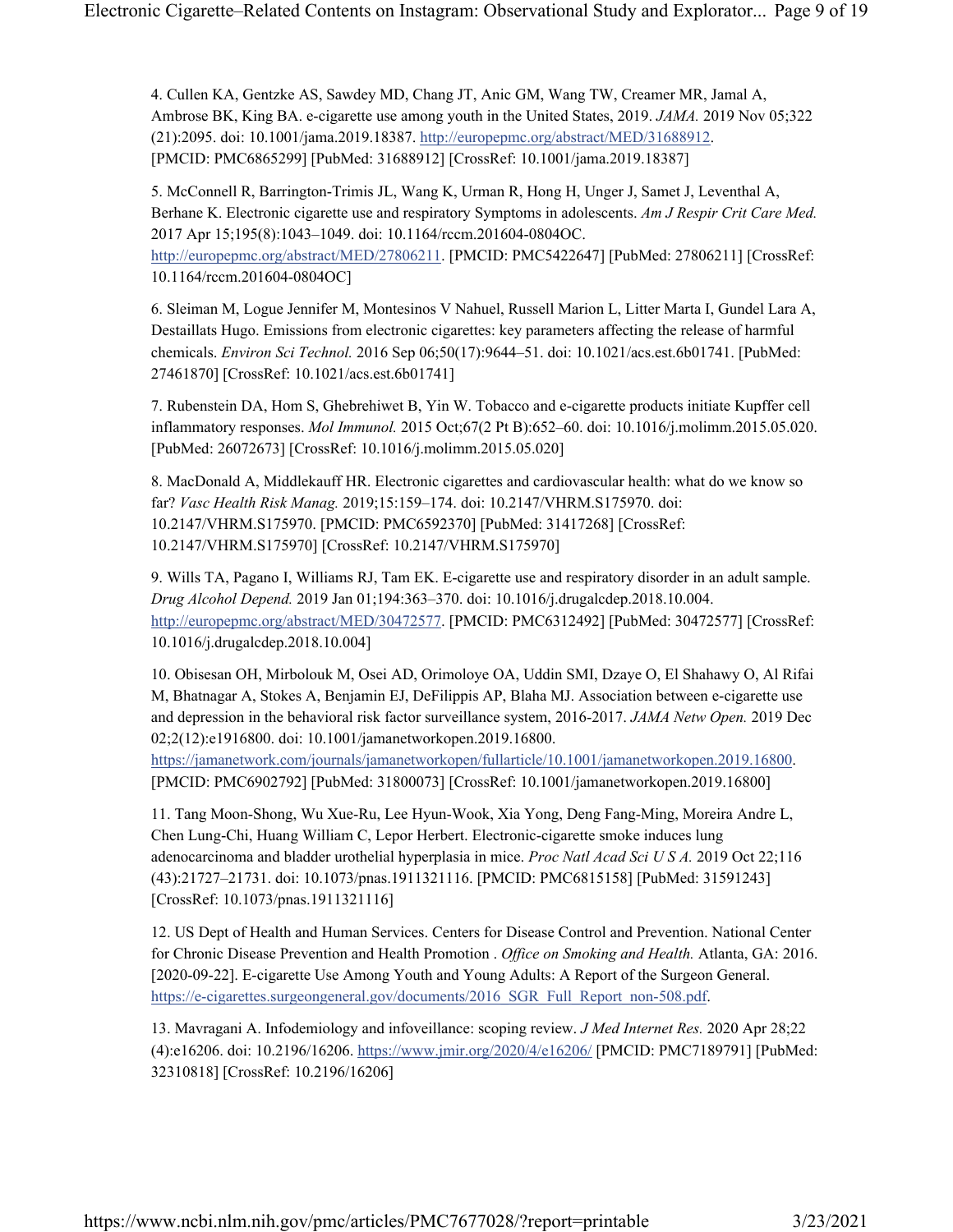4. Cullen KA, Gentzke AS, Sawdey MD, Chang JT, Anic GM, Wang TW, Creamer MR, Jamal A, Ambrose BK, King BA. e-cigarette use among youth in the United States, 2019. *JAMA.* 2019 Nov 05;322 (21):2095. doi: 10.1001/jama.2019.18387. http://europepmc.org/abstract/MED/31688912. [PMCID: PMC6865299] [PubMed: 31688912] [CrossRef: 10.1001/jama.2019.18387]

5. McConnell R, Barrington-Trimis JL, Wang K, Urman R, Hong H, Unger J, Samet J, Leventhal A, Berhane K. Electronic cigarette use and respiratory Symptoms in adolescents. *Am J Respir Crit Care Med.* 2017 Apr 15;195(8):1043–1049. doi: 10.1164/rccm.201604-0804OC. http://europepmc.org/abstract/MED/27806211. [PMCID: PMC5422647] [PubMed: 27806211] [CrossRef: 10.1164/rccm.201604-0804OC]

6. Sleiman M, Logue Jennifer M, Montesinos V Nahuel, Russell Marion L, Litter Marta I, Gundel Lara A, Destaillats Hugo. Emissions from electronic cigarettes: key parameters affecting the release of harmful chemicals. *Environ Sci Technol.* 2016 Sep 06;50(17):9644–51. doi: 10.1021/acs.est.6b01741. [PubMed: 27461870] [CrossRef: 10.1021/acs.est.6b01741]

7. Rubenstein DA, Hom S, Ghebrehiwet B, Yin W. Tobacco and e-cigarette products initiate Kupffer cell inflammatory responses. *Mol Immunol.* 2015 Oct;67(2 Pt B):652–60. doi: 10.1016/j.molimm.2015.05.020. [PubMed: 26072673] [CrossRef: 10.1016/j.molimm.2015.05.020]

8. MacDonald A, Middlekauff HR. Electronic cigarettes and cardiovascular health: what do we know so far? *Vasc Health Risk Manag.* 2019;15:159–174. doi: 10.2147/VHRM.S175970. doi: 10.2147/VHRM.S175970. [PMCID: PMC6592370] [PubMed: 31417268] [CrossRef: 10.2147/VHRM.S175970] [CrossRef: 10.2147/VHRM.S175970]

9. Wills TA, Pagano I, Williams RJ, Tam EK. E-cigarette use and respiratory disorder in an adult sample. *Drug Alcohol Depend.* 2019 Jan 01;194:363–370. doi: 10.1016/j.drugalcdep.2018.10.004. http://europepmc.org/abstract/MED/30472577. [PMCID: PMC6312492] [PubMed: 30472577] [CrossRef: 10.1016/j.drugalcdep.2018.10.004]

10. Obisesan OH, Mirbolouk M, Osei AD, Orimoloye OA, Uddin SMI, Dzaye O, El Shahawy O, Al Rifai M, Bhatnagar A, Stokes A, Benjamin EJ, DeFilippis AP, Blaha MJ. Association between e-cigarette use and depression in the behavioral risk factor surveillance system, 2016-2017. *JAMA Netw Open.* 2019 Dec 02;2(12):e1916800. doi: 10.1001/jamanetworkopen.2019.16800. https://jamanetwork.com/journals/jamanetworkopen/fullarticle/10.1001/jamanetworkopen.2019.16800. [PMCID: PMC6902792] [PubMed: 31800073] [CrossRef: 10.1001/jamanetworkopen.2019.16800]

11. Tang Moon-Shong, Wu Xue-Ru, Lee Hyun-Wook, Xia Yong, Deng Fang-Ming, Moreira Andre L, Chen Lung-Chi, Huang William C, Lepor Herbert. Electronic-cigarette smoke induces lung adenocarcinoma and bladder urothelial hyperplasia in mice. *Proc Natl Acad Sci U S A.* 2019 Oct 22;116 (43):21727–21731. doi: 10.1073/pnas.1911321116. [PMCID: PMC6815158] [PubMed: 31591243] [CrossRef: 10.1073/pnas.1911321116]

12. US Dept of Health and Human Services. Centers for Disease Control and Prevention. National Center for Chronic Disease Prevention and Health Promotion . *Office on Smoking and Health.* Atlanta, GA: 2016. [2020-09-22]. E-cigarette Use Among Youth and Young Adults: A Report of the Surgeon General. https://e-cigarettes.surgeongeneral.gov/documents/2016_SGR_Full_Report_non-508.pdf.

13. Mavragani A. Infodemiology and infoveillance: scoping review. *J Med Internet Res.* 2020 Apr 28;22 (4):e16206. doi: 10.2196/16206. https://www.jmir.org/2020/4/e16206/ [PMCID: PMC7189791] [PubMed: 32310818] [CrossRef: 10.2196/16206]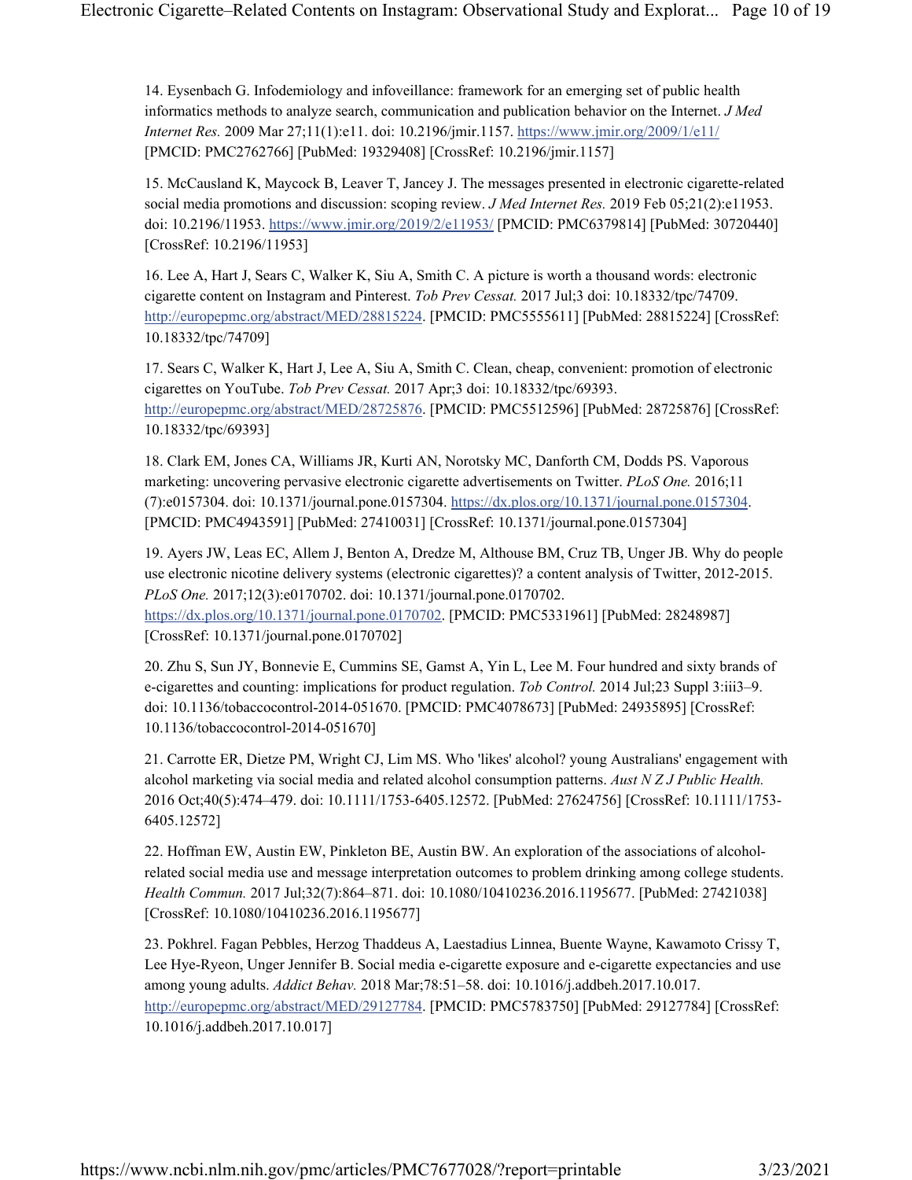14. Eysenbach G. Infodemiology and infoveillance: framework for an emerging set of public health informatics methods to analyze search, communication and publication behavior on the Internet. *J Med Internet Res.* 2009 Mar 27;11(1):e11. doi: 10.2196/jmir.1157. https://www.jmir.org/2009/1/e11/ [PMCID: PMC2762766] [PubMed: 19329408] [CrossRef: 10.2196/jmir.1157]

15. McCausland K, Maycock B, Leaver T, Jancey J. The messages presented in electronic cigarette-related social media promotions and discussion: scoping review. *J Med Internet Res.* 2019 Feb 05;21(2):e11953. doi: 10.2196/11953. https://www.jmir.org/2019/2/e11953/ [PMCID: PMC6379814] [PubMed: 30720440] [CrossRef: 10.2196/11953]

16. Lee A, Hart J, Sears C, Walker K, Siu A, Smith C. A picture is worth a thousand words: electronic cigarette content on Instagram and Pinterest. *Tob Prev Cessat.* 2017 Jul;3 doi: 10.18332/tpc/74709. http://europepmc.org/abstract/MED/28815224. [PMCID: PMC5555611] [PubMed: 28815224] [CrossRef: 10.18332/tpc/74709]

17. Sears C, Walker K, Hart J, Lee A, Siu A, Smith C. Clean, cheap, convenient: promotion of electronic cigarettes on YouTube. *Tob Prev Cessat.* 2017 Apr;3 doi: 10.18332/tpc/69393. http://europepmc.org/abstract/MED/28725876. [PMCID: PMC5512596] [PubMed: 28725876] [CrossRef: 10.18332/tpc/69393]

18. Clark EM, Jones CA, Williams JR, Kurti AN, Norotsky MC, Danforth CM, Dodds PS. Vaporous marketing: uncovering pervasive electronic cigarette advertisements on Twitter. *PLoS One.* 2016;11 (7):e0157304. doi: 10.1371/journal.pone.0157304. https://dx.plos.org/10.1371/journal.pone.0157304. [PMCID: PMC4943591] [PubMed: 27410031] [CrossRef: 10.1371/journal.pone.0157304]

19. Ayers JW, Leas EC, Allem J, Benton A, Dredze M, Althouse BM, Cruz TB, Unger JB. Why do people use electronic nicotine delivery systems (electronic cigarettes)? a content analysis of Twitter, 2012-2015. *PLoS One.* 2017;12(3):e0170702. doi: 10.1371/journal.pone.0170702. https://dx.plos.org/10.1371/journal.pone.0170702. [PMCID: PMC5331961] [PubMed: 28248987] [CrossRef: 10.1371/journal.pone.0170702]

20. Zhu S, Sun JY, Bonnevie E, Cummins SE, Gamst A, Yin L, Lee M. Four hundred and sixty brands of e-cigarettes and counting: implications for product regulation. *Tob Control.* 2014 Jul;23 Suppl 3:iii3–9. doi: 10.1136/tobaccocontrol-2014-051670. [PMCID: PMC4078673] [PubMed: 24935895] [CrossRef: 10.1136/tobaccocontrol-2014-051670]

21. Carrotte ER, Dietze PM, Wright CJ, Lim MS. Who 'likes' alcohol? young Australians' engagement with alcohol marketing via social media and related alcohol consumption patterns. *Aust N Z J Public Health.* 2016 Oct;40(5):474–479. doi: 10.1111/1753-6405.12572. [PubMed: 27624756] [CrossRef: 10.1111/1753-6405.12572]

22. Hoffman EW, Austin EW, Pinkleton BE, Austin BW. An exploration of the associations of alcohol-related social media use and message interpretation outcomes to problem drinking among college students. *Health Commun.* 2017 Jul;32(7):864–871. doi: 10.1080/10410236.2016.1195677. [PubMed: 27421038] [CrossRef: 10.1080/10410236.2016.1195677]

23. Pokhrel. Fagan Pebbles, Herzog Thaddeus A, Laestadius Linnea, Buente Wayne, Kawamoto Crissy T, Lee Hye-Ryeon, Unger Jennifer B. Social media e-cigarette exposure and e-cigarette expectancies and use among young adults. *Addict Behav.* 2018 Mar;78:51–58. doi: 10.1016/j.addbeh.2017.10.017. http://europepmc.org/abstract/MED/29127784. [PMCID: PMC5783750] [PubMed: 29127784] [CrossRef: 10.1016/j.addbeh.2017.10.017]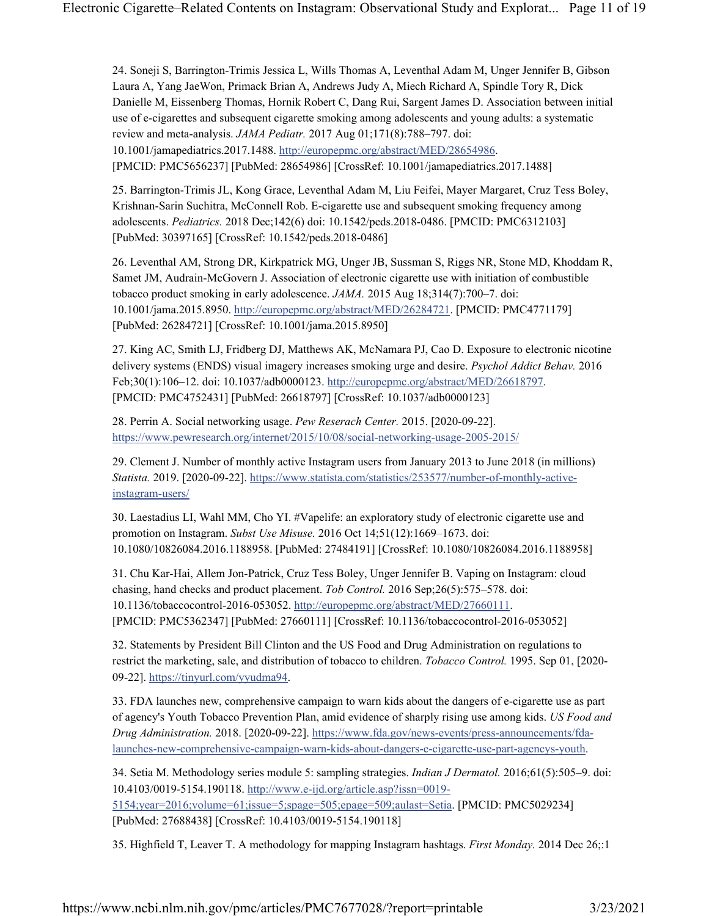24. Soneji S, Barrington-Trimis Jessica L, Wills Thomas A, Leventhal Adam M, Unger Jennifer B, Gibson Laura A, Yang JaeWon, Primack Brian A, Andrews Judy A, Miech Richard A, Spindle Tory R, Dick Danielle M, Eissenberg Thomas, Hornik Robert C, Dang Rui, Sargent James D. Association between initial use of e-cigarettes and subsequent cigarette smoking among adolescents and young adults: a systematic review and meta-analysis. *JAMA Pediatr.* 2017 Aug 01;171(8):788–797. doi: 10.1001/jamapediatrics.2017.1488. http://europepmc.org/abstract/MED/28654986. [PMCID: PMC5656237] [PubMed: 28654986] [CrossRef: 10.1001/jamapediatrics.2017.1488]

25. Barrington-Trimis JL, Kong Grace, Leventhal Adam M, Liu Feifei, Mayer Margaret, Cruz Tess Boley, Krishnan-Sarin Suchitra, McConnell Rob. E-cigarette use and subsequent smoking frequency among adolescents. *Pediatrics.* 2018 Dec;142(6) doi: 10.1542/peds.2018-0486. [PMCID: PMC6312103] [PubMed: 30397165] [CrossRef: 10.1542/peds.2018-0486]

26. Leventhal AM, Strong DR, Kirkpatrick MG, Unger JB, Sussman S, Riggs NR, Stone MD, Khoddam R, Samet JM, Audrain-McGovern J. Association of electronic cigarette use with initiation of combustible tobacco product smoking in early adolescence. *JAMA.* 2015 Aug 18;314(7):700–7. doi: 10.1001/jama.2015.8950. http://europepmc.org/abstract/MED/26284721. [PMCID: PMC4771179] [PubMed: 26284721] [CrossRef: 10.1001/jama.2015.8950]

27. King AC, Smith LJ, Fridberg DJ, Matthews AK, McNamara PJ, Cao D. Exposure to electronic nicotine delivery systems (ENDS) visual imagery increases smoking urge and desire. *Psychol Addict Behav.* 2016 Feb;30(1):106–12. doi: 10.1037/adb0000123. http://europepmc.org/abstract/MED/26618797. [PMCID: PMC4752431] [PubMed: 26618797] [CrossRef: 10.1037/adb0000123]

28. Perrin A. Social networking usage. *Pew Reserach Center.* 2015. [2020-09-22]. https://www.pewresearch.org/internet/2015/10/08/social-networking-usage-2005-2015/

29. Clement J. Number of monthly active Instagram users from January 2013 to June 2018 (in millions) *Statista.* 2019. [2020-09-22]. https://www.statista.com/statistics/253577/number-of-monthly-active-instagram-users/

30. Laestadius LI, Wahl MM, Cho YI. #Vapelife: an exploratory study of electronic cigarette use and promotion on Instagram. *Subst Use Misuse.* 2016 Oct 14;51(12):1669–1673. doi: 10.1080/10826084.2016.1188958. [PubMed: 27484191] [CrossRef: 10.1080/10826084.2016.1188958]

31. Chu Kar-Hai, Allem Jon-Patrick, Cruz Tess Boley, Unger Jennifer B. Vaping on Instagram: cloud chasing, hand checks and product placement. *Tob Control.* 2016 Sep;26(5):575–578. doi: 10.1136/tobaccocontrol-2016-053052. http://europepmc.org/abstract/MED/27660111. [PMCID: PMC5362347] [PubMed: 27660111] [CrossRef: 10.1136/tobaccocontrol-2016-053052]

32. Statements by President Bill Clinton and the US Food and Drug Administration on regulations to restrict the marketing, sale, and distribution of tobacco to children. *Tobacco Control.* 1995. Sep 01, [2020-09-22]. https://tinyurl.com/yyudma94.

33. FDA launches new, comprehensive campaign to warn kids about the dangers of e-cigarette use as part of agency's Youth Tobacco Prevention Plan, amid evidence of sharply rising use among kids. *US Food and Drug Administration.* 2018. [2020-09-22]. https://www.fda.gov/news-events/press-announcements/fda-launches-new-comprehensive-campaign-warn-kids-about-dangers-e-cigarette-use-part-agencys-youth.

34. Setia M. Methodology series module 5: sampling strategies. *Indian J Dermatol.* 2016;61(5):505–9. doi: 10.4103/0019-5154.190118. http://www.e-ijd.org/article.asp?issn=0019-5154;year=2016;volume=61;issue=5;spage=505;epage=509;aulast=Setia. [PMCID: PMC5029234] [PubMed: 27688438] [CrossRef: 10.4103/0019-5154.190118]

35. Highfield T, Leaver T. A methodology for mapping Instagram hashtags. *First Monday.* 2014 Dec 26;:1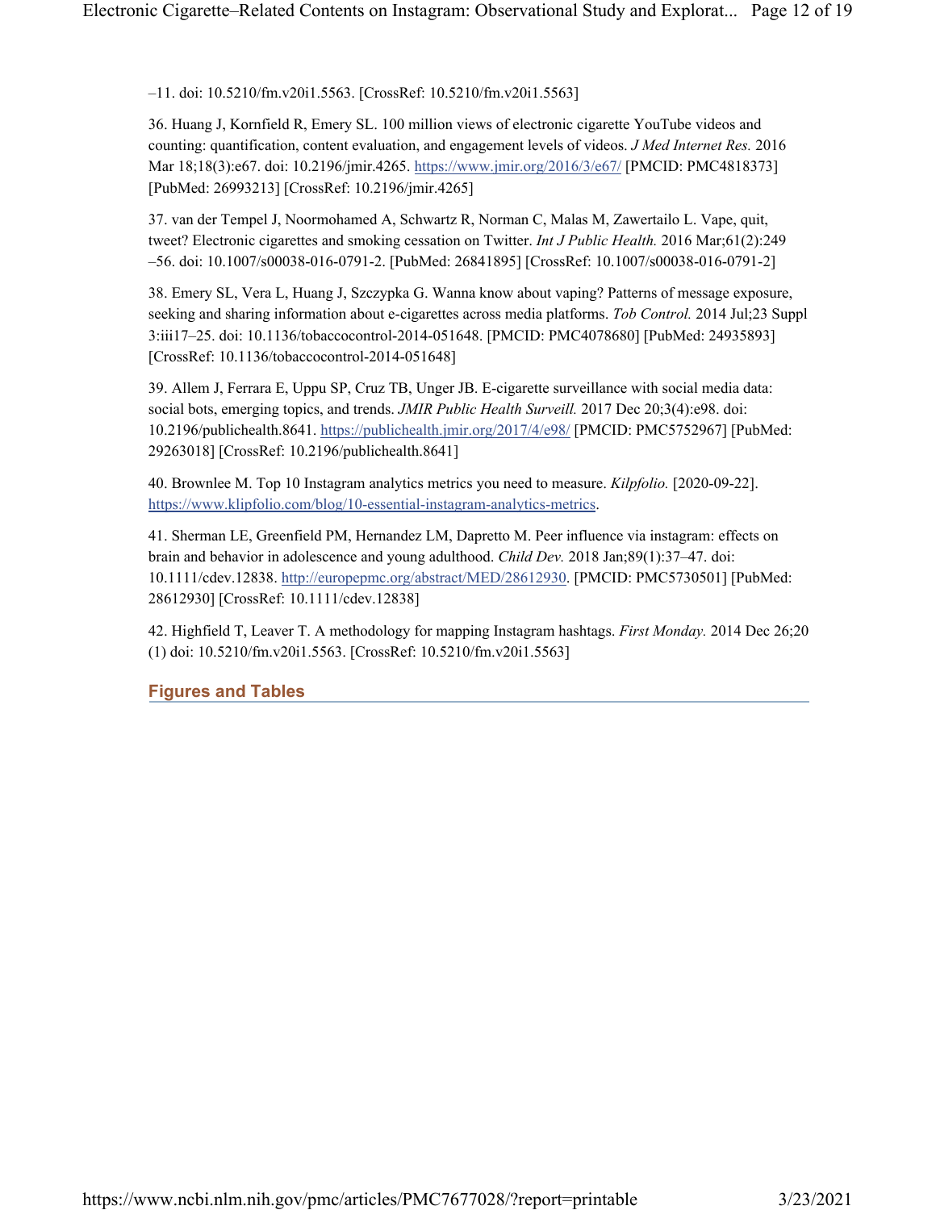–11. doi: 10.5210/fm.v20i1.5563. [CrossRef: 10.5210/fm.v20i1.5563]

36. Huang J, Kornfield R, Emery SL. 100 million views of electronic cigarette YouTube videos and counting: quantification, content evaluation, and engagement levels of videos. *J Med Internet Res.* 2016 Mar 18;18(3):e67. doi: 10.2196/jmir.4265. https://www.jmir.org/2016/3/e67/ [PMCID: PMC4818373] [PubMed: 26993213] [CrossRef: 10.2196/jmir.4265]

37. van der Tempel J, Noormohamed A, Schwartz R, Norman C, Malas M, Zawertailo L. Vape, quit, tweet? Electronic cigarettes and smoking cessation on Twitter. *Int J Public Health.* 2016 Mar;61(2):249–56. doi: 10.1007/s00038-016-0791-2. [PubMed: 26841895] [CrossRef: 10.1007/s00038-016-0791-2]

38. Emery SL, Vera L, Huang J, Szczypka G. Wanna know about vaping? Patterns of message exposure, seeking and sharing information about e-cigarettes across media platforms. *Tob Control.* 2014 Jul;23 Suppl 3:iii17–25. doi: 10.1136/tobaccocontrol-2014-051648. [PMCID: PMC4078680] [PubMed: 24935893] [CrossRef: 10.1136/tobaccocontrol-2014-051648]

39. Allem J, Ferrara E, Uppu SP, Cruz TB, Unger JB. E-cigarette surveillance with social media data: social bots, emerging topics, and trends. *JMIR Public Health Surveill.* 2017 Dec 20;3(4):e98. doi: 10.2196/publichealth.8641. https://publichealth.jmir.org/2017/4/e98/ [PMCID: PMC5752967] [PubMed: 29263018] [CrossRef: 10.2196/publichealth.8641]

40. Brownlee M. Top 10 Instagram analytics metrics you need to measure. *Kilpfolio.* [2020-09-22]. https://www.klipfolio.com/blog/10-essential-instagram-analytics-metrics.

41. Sherman LE, Greenfield PM, Hernandez LM, Dapretto M. Peer influence via instagram: effects on brain and behavior in adolescence and young adulthood. *Child Dev.* 2018 Jan;89(1):37–47. doi: 10.1111/cdev.12838. http://europepmc.org/abstract/MED/28612930. [PMCID: PMC5730501] [PubMed: 28612930] [CrossRef: 10.1111/cdev.12838]

42. Highfield T, Leaver T. A methodology for mapping Instagram hashtags. *First Monday.* 2014 Dec 26;20(1) doi: 10.5210/fm.v20i1.5563. [CrossRef: 10.5210/fm.v20i1.5563]

## Figures and Tables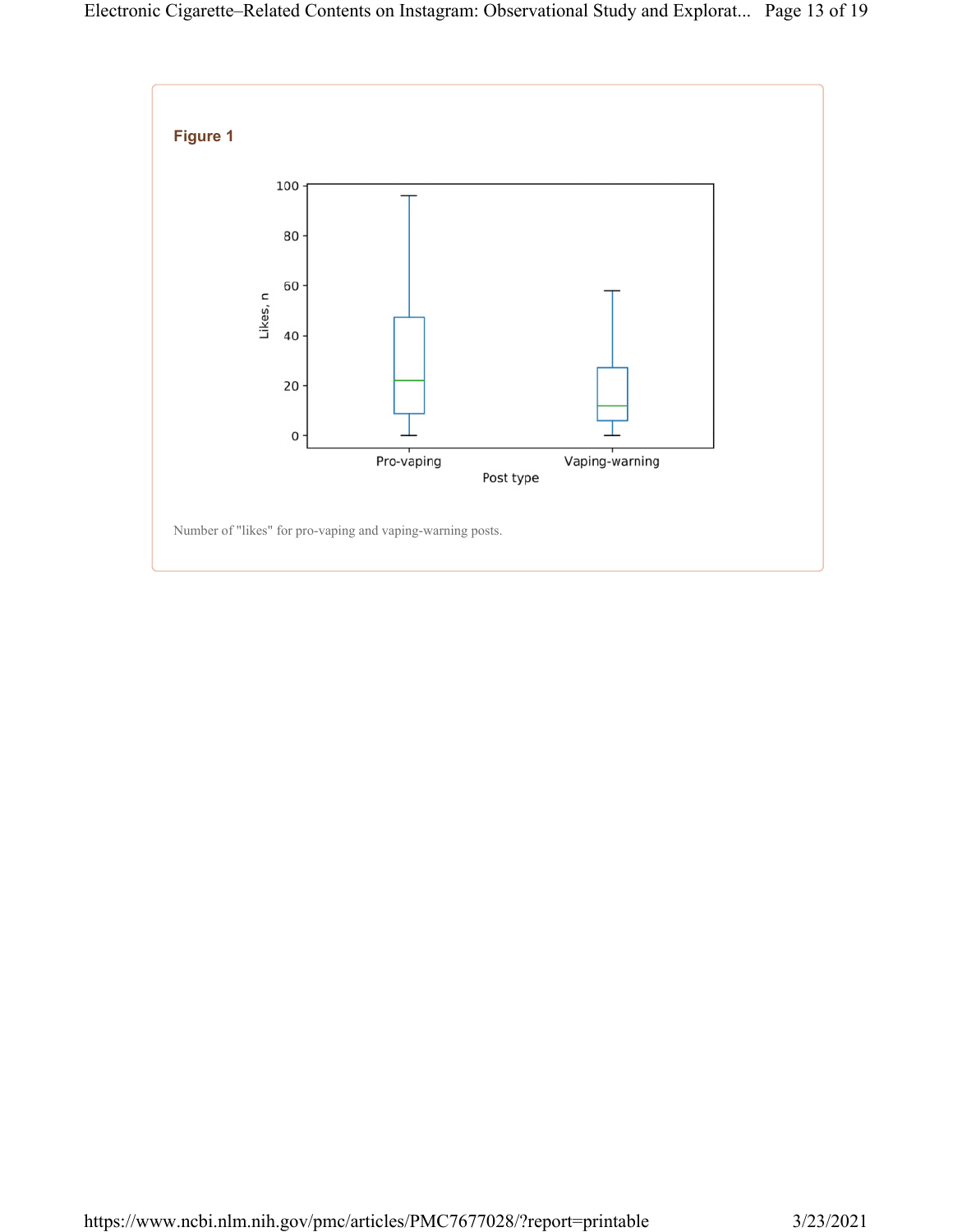**Figure 1**

Number of "likes" for pro-vaping and vaping-warning posts.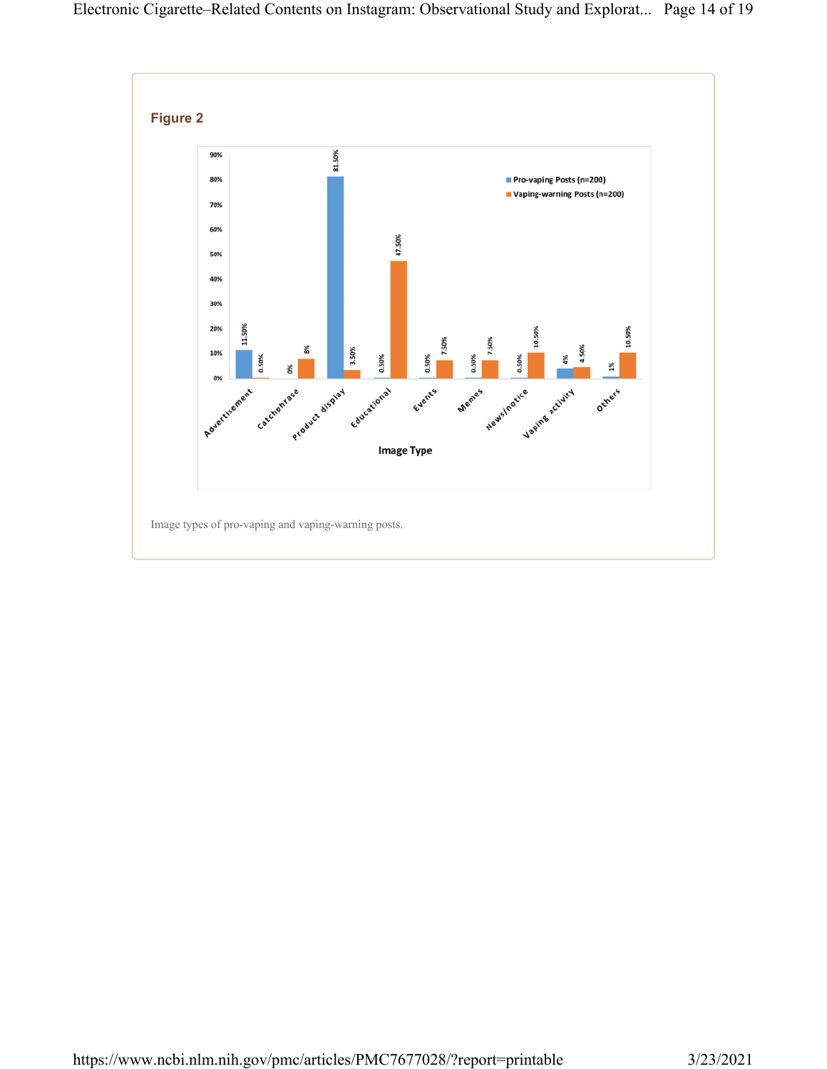## Figure 2

Image types of pro-vaping and vaping-warning posts.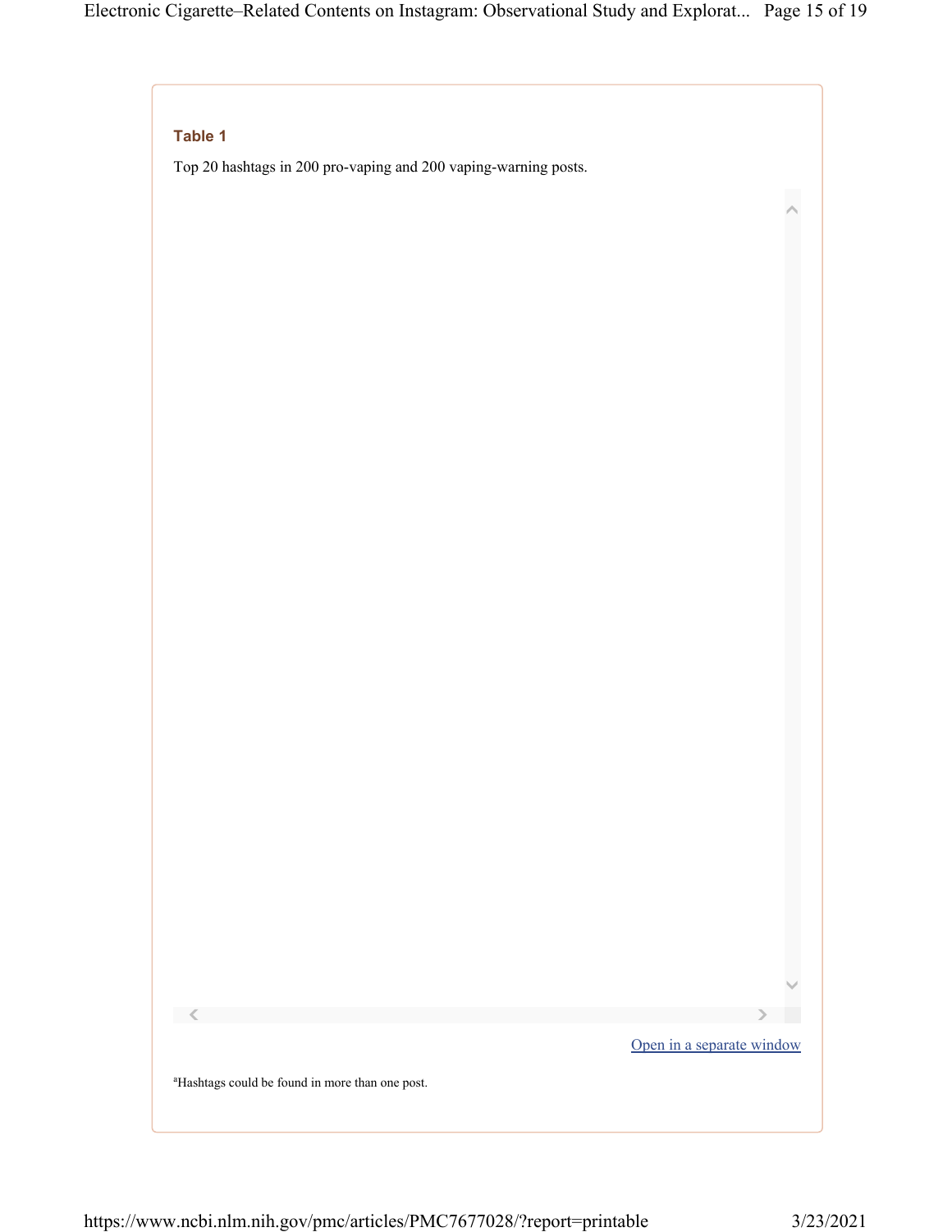**Table 1**

Top 20 hashtags in 200 pro-vaping and 200 vaping-warning posts.

[a]Hashtags could be found in more than one post.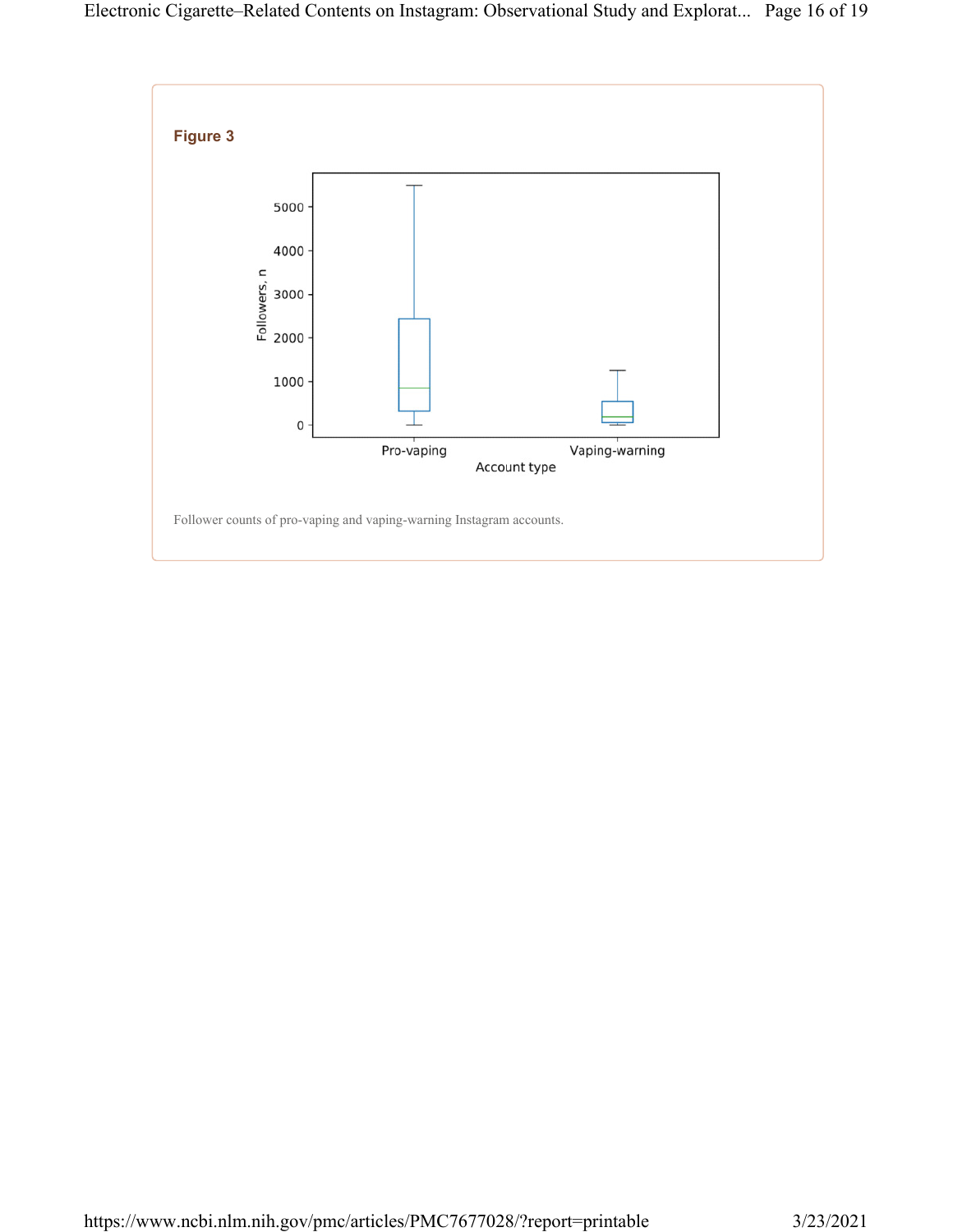## Figure 3

Follower counts of pro-vaping and vaping-warning Instagram accounts.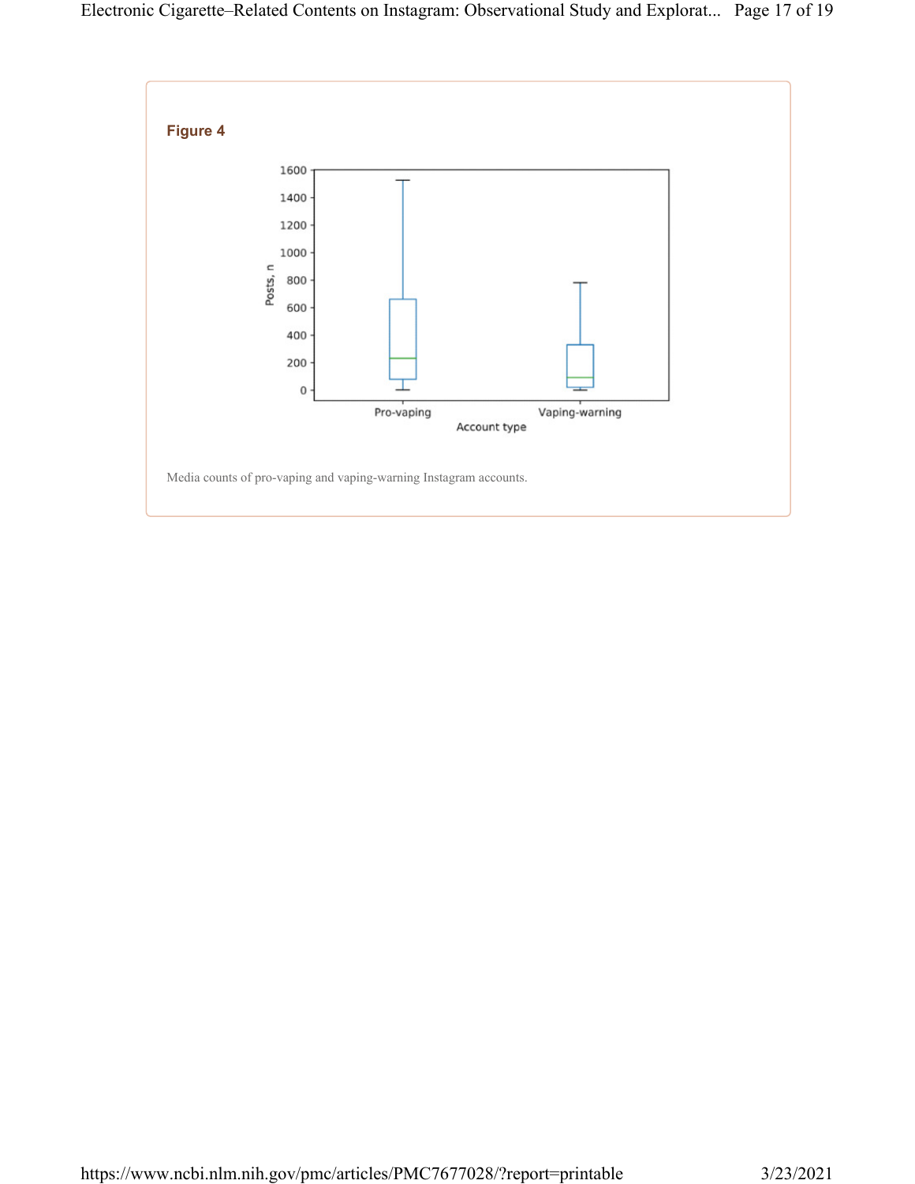## Figure 4

Media counts of pro-vaping and vaping-warning Instagram accounts.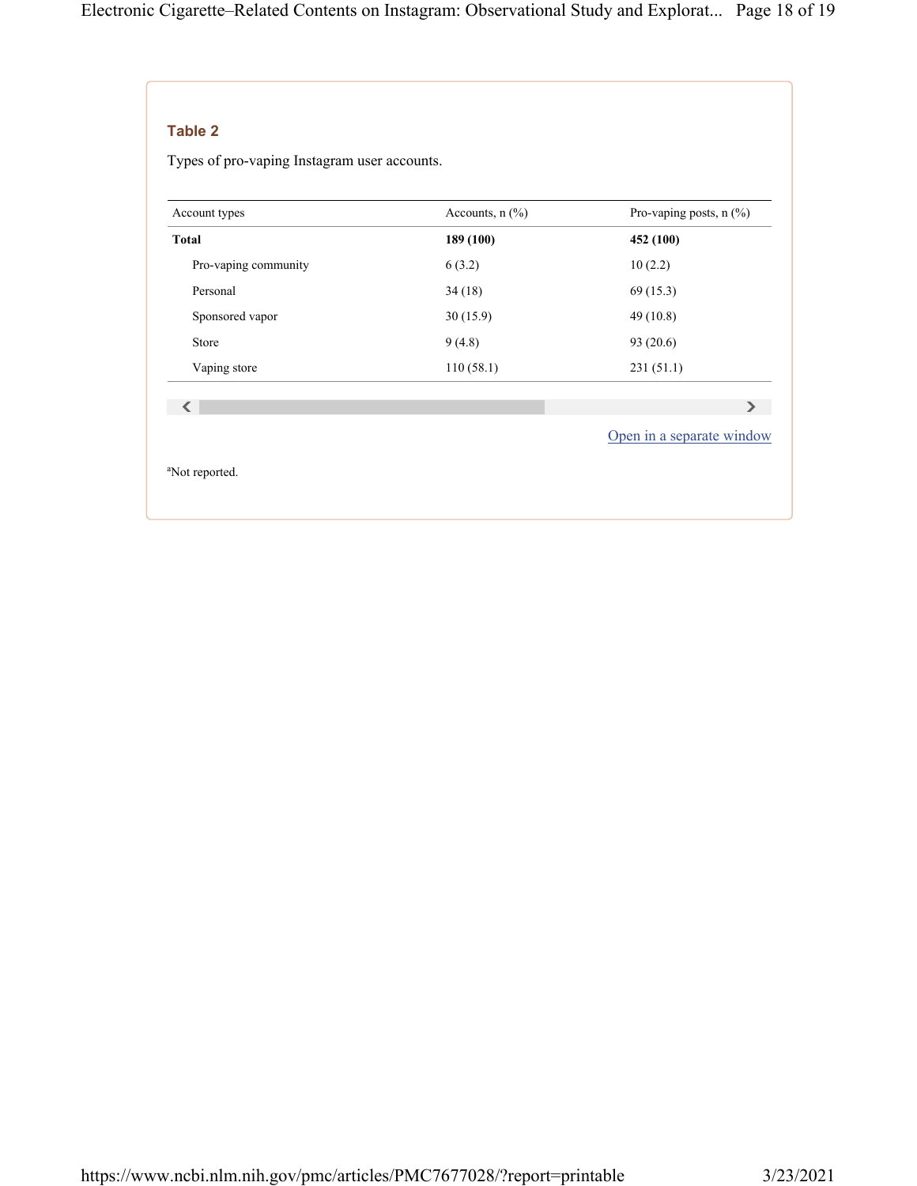### Table 2

Types of pro-vaping Instagram user accounts.

| Account types | Accounts, n (%) | Pro-vaping posts, n (%) |
| --- | --- | --- |
| **Total** | **189 (100)** | **452 (100)** |
| Pro-vaping community | 6 (3.2) | 10 (2.2) |
| Personal | 34 (18) | 69 (15.3) |
| Sponsored vapor | 30 (15.9) | 49 (10.8) |
| Store | 9 (4.8) | 93 (20.6) |
| Vaping store | 110 (58.1) | 231 (51.1) |

[a]Not reported.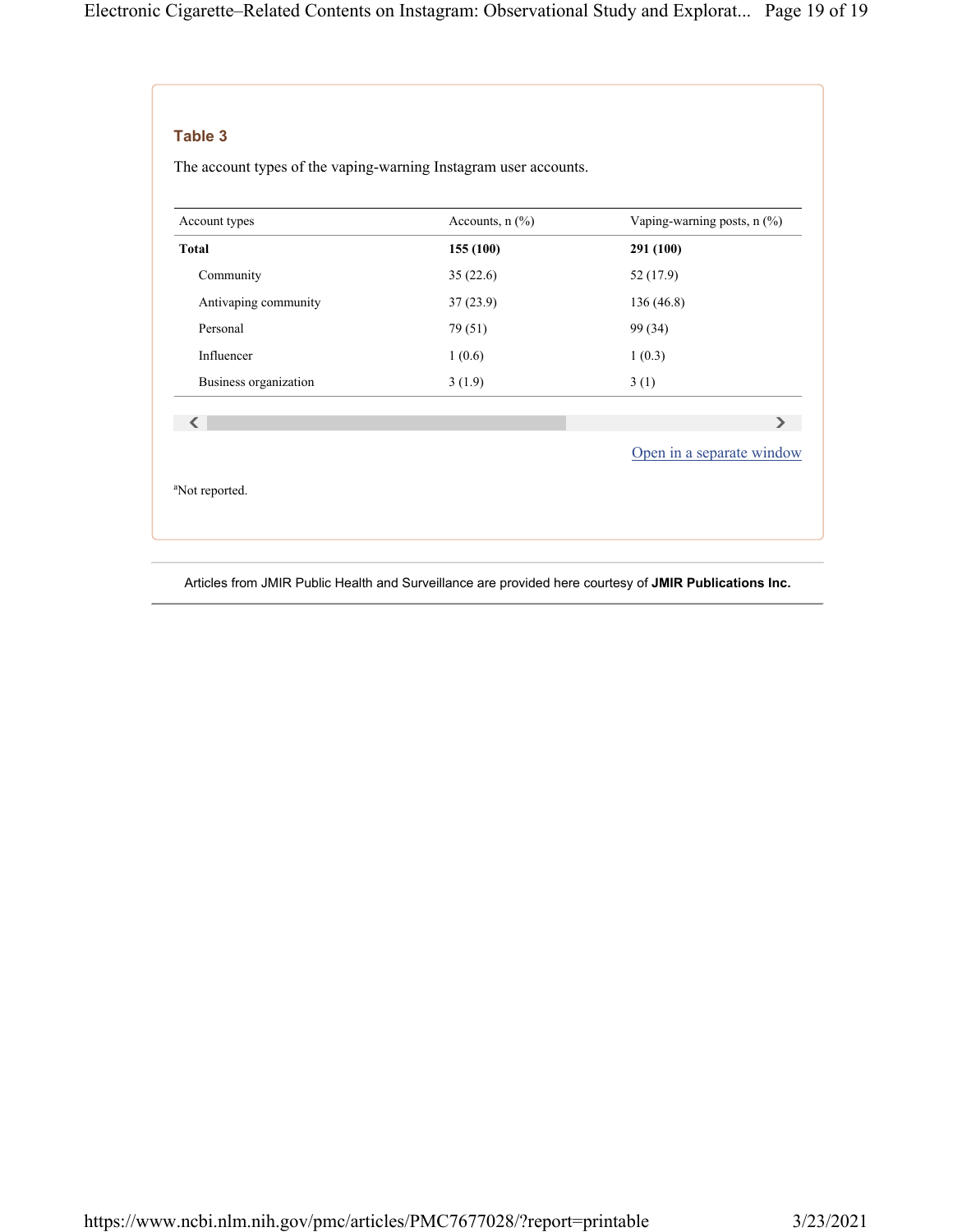### Table 3

The account types of the vaping-warning Instagram user accounts.

| Account types | Accounts, n (%) | Vaping-warning posts, n (%) |
|---|---|---|
| **Total** | **155 (100)** | **291 (100)** |
| Community | 35 (22.6) | 52 (17.9) |
| Antivaping community | 37 (23.9) | 136 (46.8) |
| Personal | 79 (51) | 99 (34) |
| Influencer | 1 (0.6) | 1 (0.3) |
| Business organization | 3 (1.9) | 3 (1) |

[a]Not reported.

Articles from JMIR Public Health and Surveillance are provided here courtesy of **JMIR Publications Inc.**